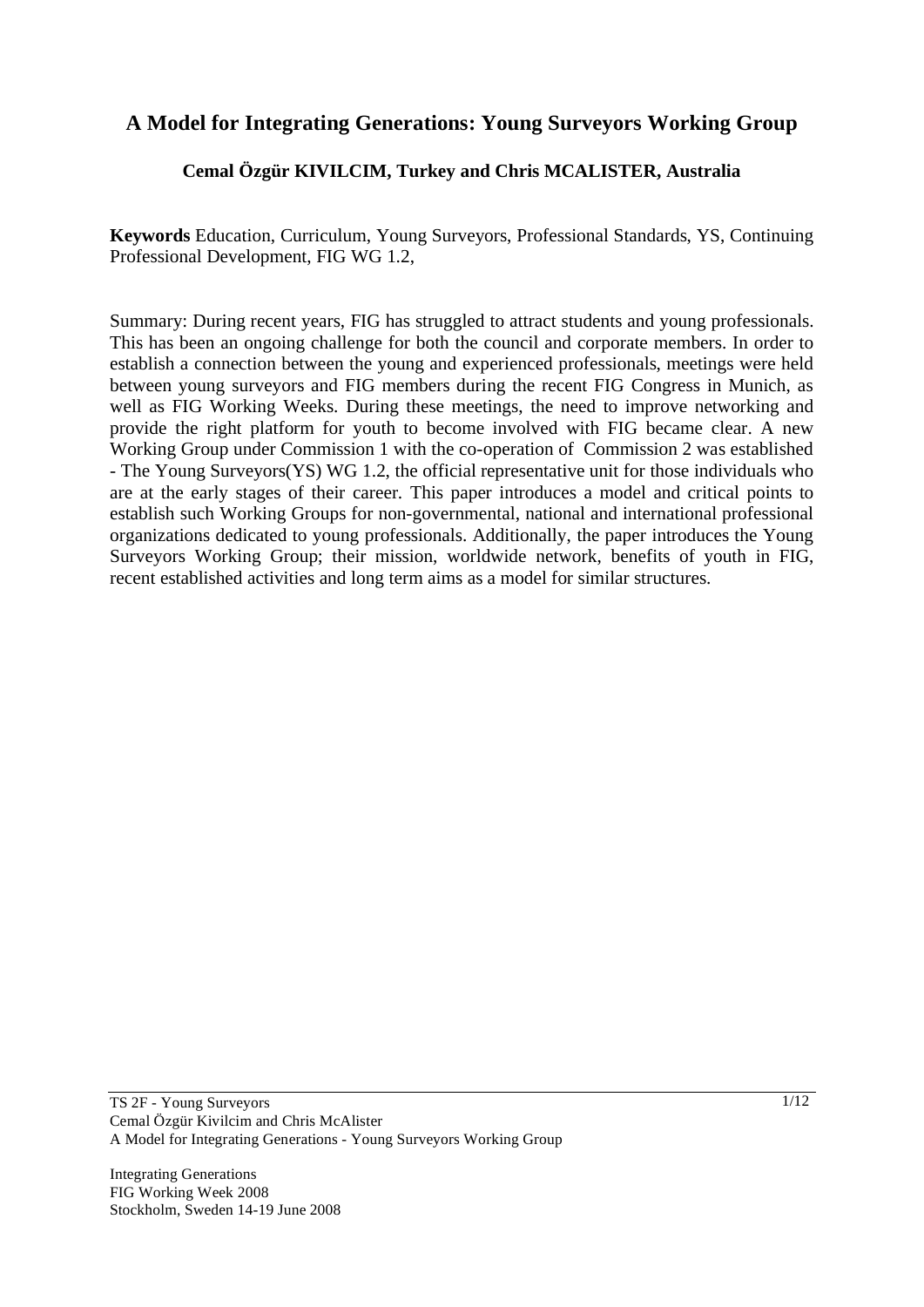# A Model for Integrating Generations: Young Surveyors Working Group

**Cemal Özgür KIVILCIM, Turkey and Chris MCALISTER, Australia**

**Keywords** Education, Curriculum, Young Surveyors, Professional Standards, YS, Continuing Professional Development, FIG WG 1.2,

Summary: During recent years, FIG has struggled to attract students and young professionals. This has been an ongoing challenge for both the council and corporate members. In order to establish a connection between the young and experienced professionals, meetings were held between young surveyors and FIG members during the recent FIG Congress in Munich, as well as FIG Working Weeks. During these meetings, the need to improve networking and provide the right platform for youth to become involved with FIG became clear. A new Working Group under Commission 1 with the co-operation of Commission 2 was established - The Young Surveyors(YS) WG 1.2, the official representative unit for those individuals who are at the early stages of their career. This paper introduces a model and critical points to establish such Working Groups for non-governmental, national and international professional organizations dedicated to young professionals. Additionally, the paper introduces the Young Surveyors Working Group; their mission, worldwide network, benefits of youth in FIG, recent established activities and long term aims as a model for similar structures.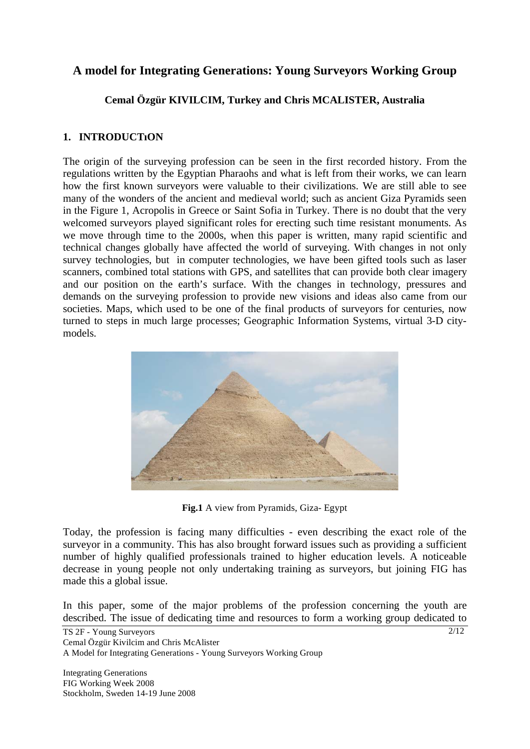# A model for Integrating Generations: Young Surveyors Working Group

**Cemal Özgür KIVILCIM, Turkey and Chris MCALISTER, Australia**

## 1. INTRODUCTıON

The origin of the surveying profession can be seen in the first recorded history. From the regulations written by the Egyptian Pharaohs and what is left from their works, we can learn how the first known surveyors were valuable to their civilizations. We are still able to see many of the wonders of the ancient and medieval world; such as ancient Giza Pyramids seen in the Figure 1, Acropolis in Greece or Saint Sofia in Turkey. There is no doubt that the very welcomed surveyors played significant roles for erecting such time resistant monuments. As we move through time to the 2000s, when this paper is written, many rapid scientific and technical changes globally have affected the world of surveying. With changes in not only survey technologies, but in computer technologies, we have been gifted tools such as laser scanners, combined total stations with GPS, and satellites that can provide both clear imagery and our position on the earth's surface. With the changes in technology, pressures and demands on the surveying profession to provide new visions and ideas also came from our societies. Maps, which used to be one of the final products of surveyors for centuries, now turned to steps in much large processes; Geographic Information Systems, virtual 3-D city-models.

**Fig.1** A view from Pyramids, Giza- Egypt

Today, the profession is facing many difficulties - even describing the exact role of the surveyor in a community. This has also brought forward issues such as providing a sufficient number of highly qualified professionals trained to higher education levels. A noticeable decrease in young people not only undertaking training as surveyors, but joining FIG has made this a global issue.

In this paper, some of the major problems of the profession concerning the youth are described. The issue of dedicating time and resources to form a working group dedicated to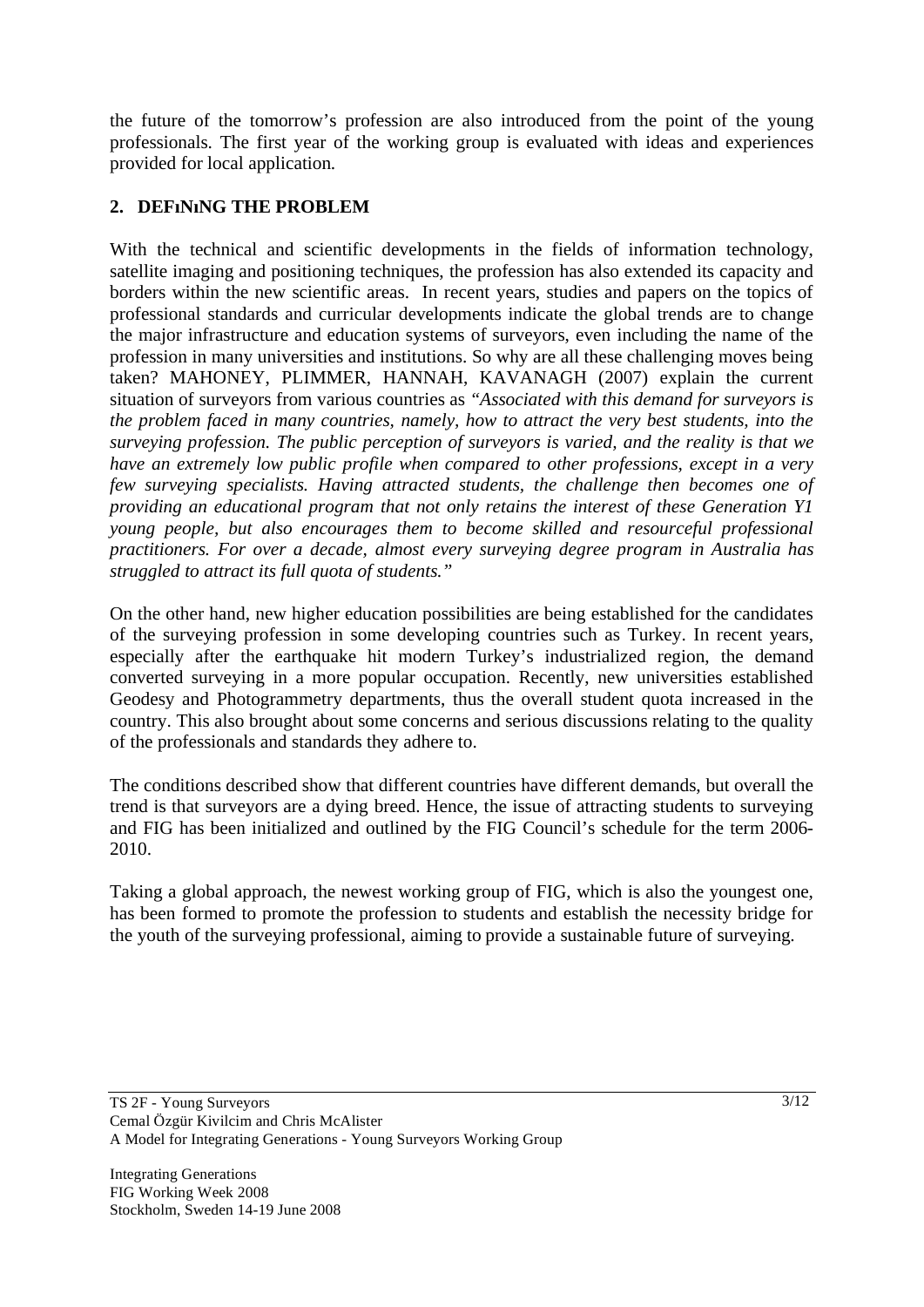the future of the tomorrow's profession are also introduced from the point of the young professionals. The first year of the working group is evaluated with ideas and experiences provided for local application.

## 2. DEFıNıNG THE PROBLEM

With the technical and scientific developments in the fields of information technology, satellite imaging and positioning techniques, the profession has also extended its capacity and borders within the new scientific areas. In recent years, studies and papers on the topics of professional standards and curricular developments indicate the global trends are to change the major infrastructure and education systems of surveyors, even including the name of the profession in many universities and institutions. So why are all these challenging moves being taken? MAHONEY, PLIMMER, HANNAH, KAVANAGH (2007) explain the current situation of surveyors from various countries as *"Associated with this demand for surveyors is the problem faced in many countries, namely, how to attract the very best students, into the surveying profession. The public perception of surveyors is varied, and the reality is that we have an extremely low public profile when compared to other professions, except in a very few surveying specialists. Having attracted students, the challenge then becomes one of providing an educational program that not only retains the interest of these Generation Y1 young people, but also encourages them to become skilled and resourceful professional practitioners. For over a decade, almost every surveying degree program in Australia has struggled to attract its full quota of students."*

On the other hand, new higher education possibilities are being established for the candidates of the surveying profession in some developing countries such as Turkey. In recent years, especially after the earthquake hit modern Turkey's industrialized region, the demand converted surveying in a more popular occupation. Recently, new universities established Geodesy and Photogrammetry departments, thus the overall student quota increased in the country. This also brought about some concerns and serious discussions relating to the quality of the professionals and standards they adhere to.

The conditions described show that different countries have different demands, but overall the trend is that surveyors are a dying breed. Hence, the issue of attracting students to surveying and FIG has been initialized and outlined by the FIG Council's schedule for the term 2006-2010.

Taking a global approach, the newest working group of FIG, which is also the youngest one, has been formed to promote the profession to students and establish the necessity bridge for the youth of the surveying professional, aiming to provide a sustainable future of surveying.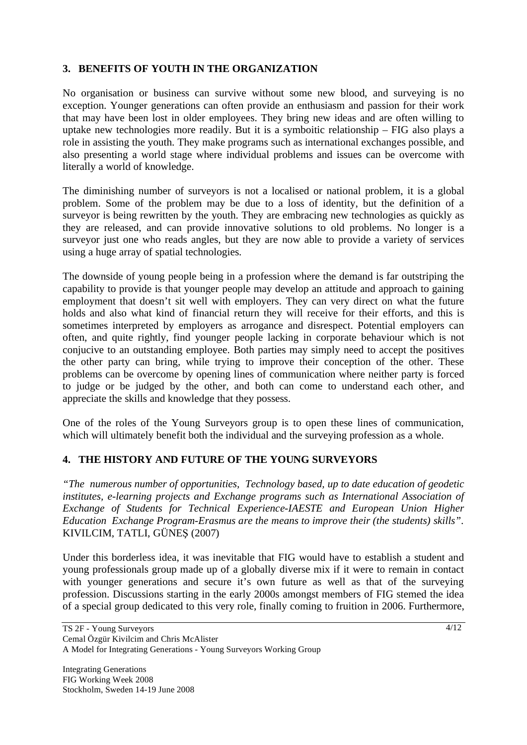## 3. BENEFITS OF YOUTH IN THE ORGANIZATION

No organisation or business can survive without some new blood, and surveying is no exception. Younger generations can often provide an enthusiasm and passion for their work that may have been lost in older employees. They bring new ideas and are often willing to uptake new technologies more readily. But it is a symboitic relationship – FIG also plays a role in assisting the youth. They make programs such as international exchanges possible, and also presenting a world stage where individual problems and issues can be overcome with literally a world of knowledge.

The diminishing number of surveyors is not a localised or national problem, it is a global problem. Some of the problem may be due to a loss of identity, but the definition of a surveyor is being rewritten by the youth. They are embracing new technologies as quickly as they are released, and can provide innovative solutions to old problems. No longer is a surveyor just one who reads angles, but they are now able to provide a variety of services using a huge array of spatial technologies.

The downside of young people being in a profession where the demand is far outstriping the capability to provide is that younger people may develop an attitude and approach to gaining employment that doesn't sit well with employers. They can very direct on what the future holds and also what kind of financial return they will receive for their efforts, and this is sometimes interpreted by employers as arrogance and disrespect. Potential employers can often, and quite rightly, find younger people lacking in corporate behaviour which is not conjucive to an outstanding employee. Both parties may simply need to accept the positives the other party can bring, while trying to improve their conception of the other. These problems can be overcome by opening lines of communication where neither party is forced to judge or be judged by the other, and both can come to understand each other, and appreciate the skills and knowledge that they possess.

One of the roles of the Young Surveyors group is to open these lines of communication, which will ultimately benefit both the individual and the surveying profession as a whole.

## 4. THE HISTORY AND FUTURE OF THE YOUNG SURVEYORS

*"The numerous number of opportunities, Technology based, up to date education of geodetic institutes, e-learning projects and Exchange programs such as International Association of Exchange of Students for Technical Experience-IAESTE and European Union Higher Education Exchange Program-Erasmus are the means to improve their (the students) skills".* KIVILCIM, TATLI, GÜNEŞ (2007)

Under this borderless idea, it was inevitable that FIG would have to establish a student and young professionals group made up of a globally diverse mix if it were to remain in contact with younger generations and secure it's own future as well as that of the surveying profession. Discussions starting in the early 2000s amongst members of FIG stemed the idea of a special group dedicated to this very role, finally coming to fruition in 2006. Furthermore,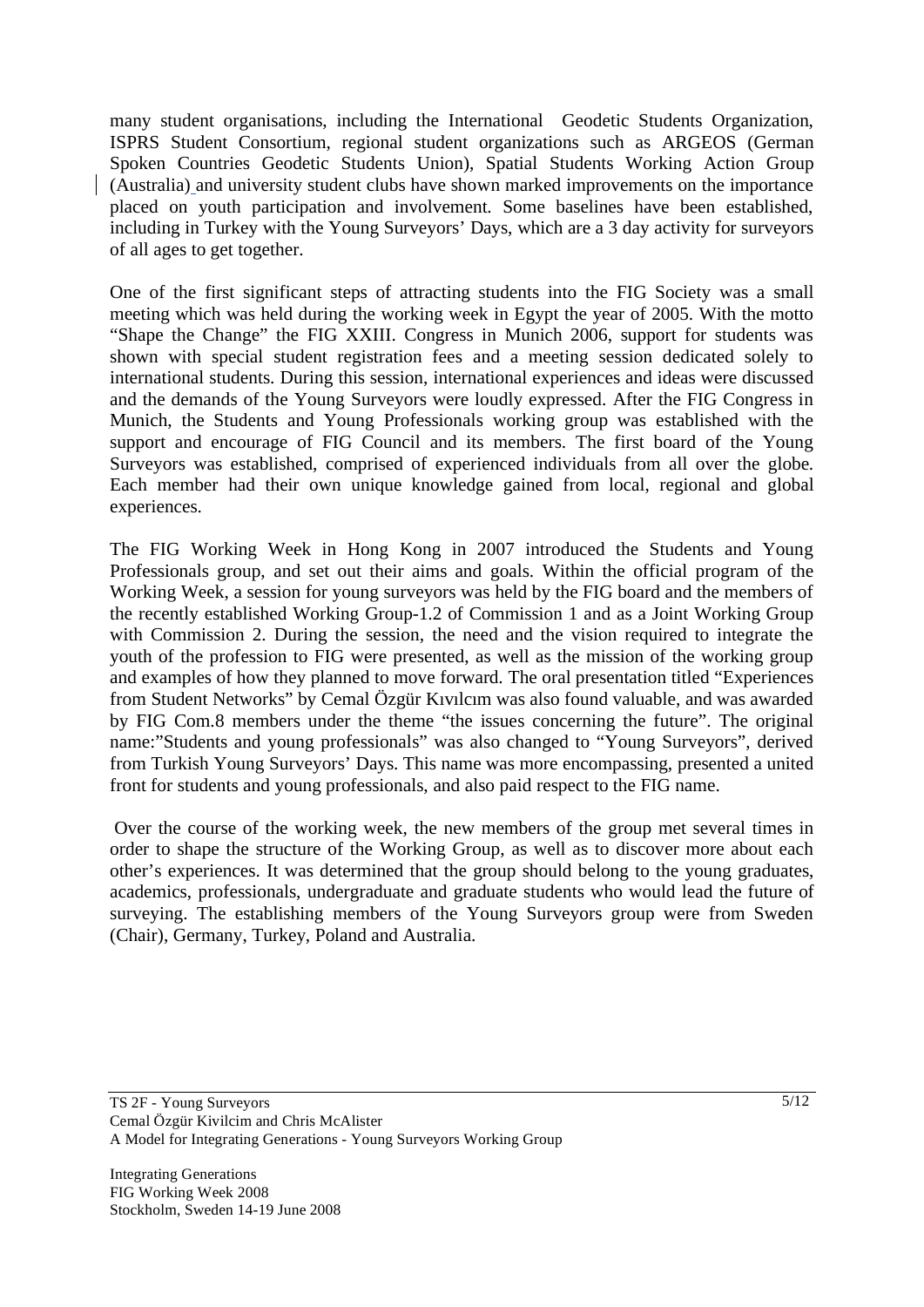many student organisations, including the International Geodetic Students Organization, ISPRS Student Consortium, regional student organizations such as ARGEOS (German Spoken Countries Geodetic Students Union), Spatial Students Working Action Group (Australia) and university student clubs have shown marked improvements on the importance placed on youth participation and involvement. Some baselines have been established, including in Turkey with the Young Surveyors' Days, which are a 3 day activity for surveyors of all ages to get together.

One of the first significant steps of attracting students into the FIG Society was a small meeting which was held during the working week in Egypt the year of 2005. With the motto "Shape the Change" the FIG XXIII. Congress in Munich 2006, support for students was shown with special student registration fees and a meeting session dedicated solely to international students. During this session, international experiences and ideas were discussed and the demands of the Young Surveyors were loudly expressed. After the FIG Congress in Munich, the Students and Young Professionals working group was established with the support and encourage of FIG Council and its members. The first board of the Young Surveyors was established, comprised of experienced individuals from all over the globe. Each member had their own unique knowledge gained from local, regional and global experiences.

The FIG Working Week in Hong Kong in 2007 introduced the Students and Young Professionals group, and set out their aims and goals. Within the official program of the Working Week, a session for young surveyors was held by the FIG board and the members of the recently established Working Group-1.2 of Commission 1 and as a Joint Working Group with Commission 2. During the session, the need and the vision required to integrate the youth of the profession to FIG were presented, as well as the mission of the working group and examples of how they planned to move forward. The oral presentation titled "Experiences from Student Networks" by Cemal Özgür Kıvılcım was also found valuable, and was awarded by FIG Com.8 members under the theme "the issues concerning the future". The original name:"Students and young professionals" was also changed to "Young Surveyors", derived from Turkish Young Surveyors' Days. This name was more encompassing, presented a united front for students and young professionals, and also paid respect to the FIG name.

Over the course of the working week, the new members of the group met several times in order to shape the structure of the Working Group, as well as to discover more about each other's experiences. It was determined that the group should belong to the young graduates, academics, professionals, undergraduate and graduate students who would lead the future of surveying. The establishing members of the Young Surveyors group were from Sweden (Chair), Germany, Turkey, Poland and Australia.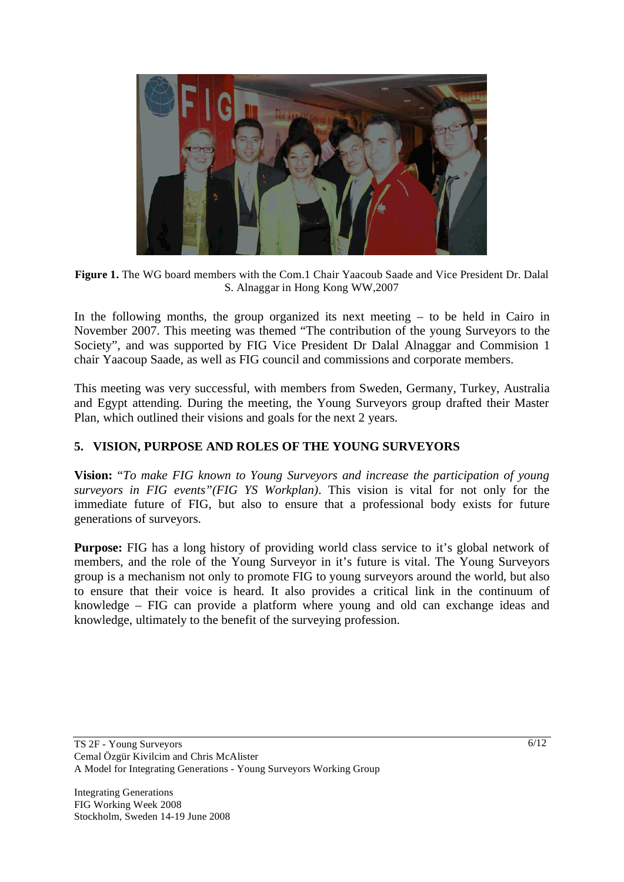**Figure 1.** The WG board members with the Com.1 Chair Yaacoub Saade and Vice President Dr. Dalal S. Alnaggar in Hong Kong WW,2007

In the following months, the group organized its next meeting – to be held in Cairo in November 2007. This meeting was themed "The contribution of the young Surveyors to the Society", and was supported by FIG Vice President Dr Dalal Alnaggar and Commision 1 chair Yaacoup Saade, as well as FIG council and commissions and corporate members.

This meeting was very successful, with members from Sweden, Germany, Turkey, Australia and Egypt attending. During the meeting, the Young Surveyors group drafted their Master Plan, which outlined their visions and goals for the next 2 years.

## 5. VISION, PURPOSE AND ROLES OF THE YOUNG SURVEYORS

**Vision:** "*To make FIG known to Young Surveyors and increase the participation of young surveyors in FIG events"(FIG YS Workplan)*. This vision is vital for not only for the immediate future of FIG, but also to ensure that a professional body exists for future generations of surveyors.

**Purpose:** FIG has a long history of providing world class service to it's global network of members, and the role of the Young Surveyor in it's future is vital. The Young Surveyors group is a mechanism not only to promote FIG to young surveyors around the world, but also to ensure that their voice is heard. It also provides a critical link in the continuum of knowledge – FIG can provide a platform where young and old can exchange ideas and knowledge, ultimately to the benefit of the surveying profession.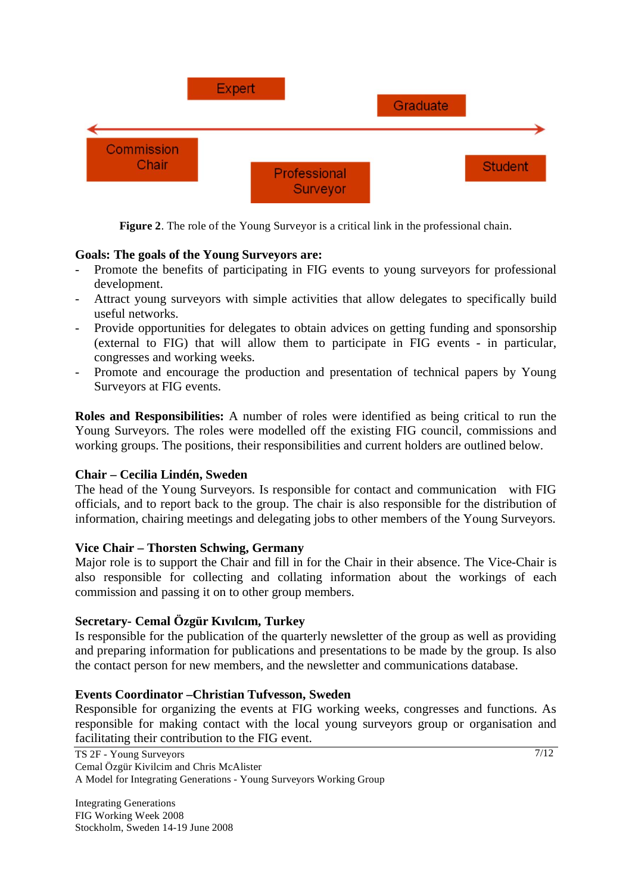Expert

Graduate

Commission Chair

Professional Surveyor

Student

**Figure 2**. The role of the Young Surveyor is a critical link in the professional chain.

**Goals: The goals of the Young Surveyors are:**

- Promote the benefits of participating in FIG events to young surveyors for professional development.
- Attract young surveyors with simple activities that allow delegates to specifically build useful networks.
- Provide opportunities for delegates to obtain advices on getting funding and sponsorship (external to FIG) that will allow them to participate in FIG events - in particular, congresses and working weeks.
- Promote and encourage the production and presentation of technical papers by Young Surveyors at FIG events.

**Roles and Responsibilities:** A number of roles were identified as being critical to run the Young Surveyors. The roles were modelled off the existing FIG council, commissions and working groups. The positions, their responsibilities and current holders are outlined below.

**Chair – Cecilia Lindén, Sweden**

The head of the Young Surveyors. Is responsible for contact and communication with FIG officials, and to report back to the group. The chair is also responsible for the distribution of information, chairing meetings and delegating jobs to other members of the Young Surveyors.

**Vice Chair – Thorsten Schwing, Germany**

Major role is to support the Chair and fill in for the Chair in their absence. The Vice-Chair is also responsible for collecting and collating information about the workings of each commission and passing it on to other group members.

**Secretary- Cemal Özgür Kıvılcım, Turkey**

Is responsible for the publication of the quarterly newsletter of the group as well as providing and preparing information for publications and presentations to be made by the group. Is also the contact person for new members, and the newsletter and communications database.

**Events Coordinator –Christian Tufvesson, Sweden**

Responsible for organizing the events at FIG working weeks, congresses and functions. As responsible for making contact with the local young surveyors group or organisation and facilitating their contribution to the FIG event.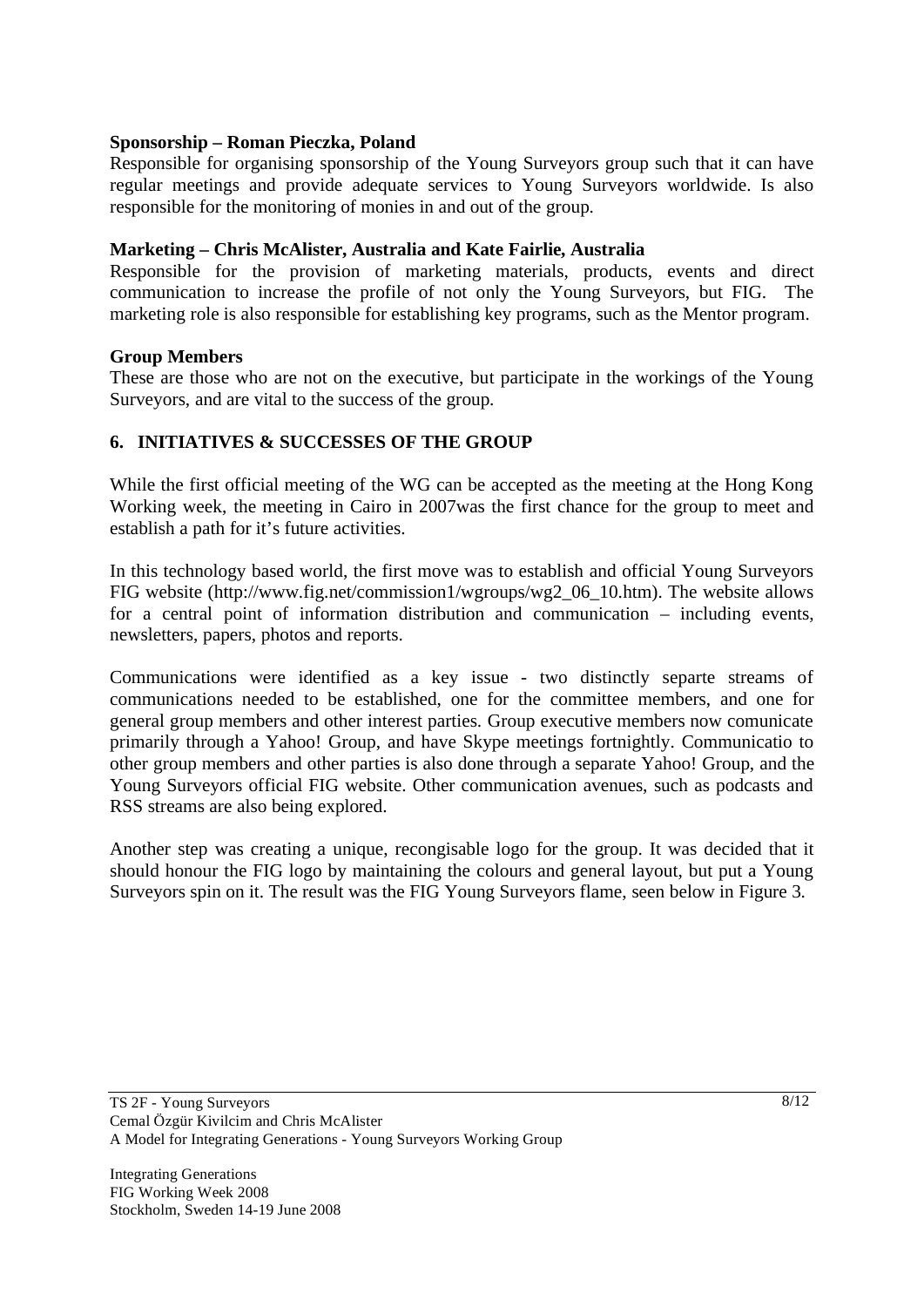**Sponsorship – Roman Pieczka, Poland**

Responsible for organising sponsorship of the Young Surveyors group such that it can have regular meetings and provide adequate services to Young Surveyors worldwide. Is also responsible for the monitoring of monies in and out of the group.

**Marketing – Chris McAlister, Australia and Kate Fairlie, Australia**

Responsible for the provision of marketing materials, products, events and direct communication to increase the profile of not only the Young Surveyors, but FIG. The marketing role is also responsible for establishing key programs, such as the Mentor program.

**Group Members**

These are those who are not on the executive, but participate in the workings of the Young Surveyors, and are vital to the success of the group.

## 6. INITIATIVES & SUCCESSES OF THE GROUP

While the first official meeting of the WG can be accepted as the meeting at the Hong Kong Working week, the meeting in Cairo in 2007was the first chance for the group to meet and establish a path for it's future activities.

In this technology based world, the first move was to establish and official Young Surveyors FIG website (http://www.fig.net/commission1/wgroups/wg2_06_10.htm). The website allows for a central point of information distribution and communication – including events, newsletters, papers, photos and reports.

Communications were identified as a key issue - two distinctly separte streams of communications needed to be established, one for the committee members, and one for general group members and other interest parties. Group executive members now comunicate primarily through a Yahoo! Group, and have Skype meetings fortnightly. Communicatio to other group members and other parties is also done through a separate Yahoo! Group, and the Young Surveyors official FIG website. Other communication avenues, such as podcasts and RSS streams are also being explored.

Another step was creating a unique, recongisable logo for the group. It was decided that it should honour the FIG logo by maintaining the colours and general layout, but put a Young Surveyors spin on it. The result was the FIG Young Surveyors flame, seen below in Figure 3.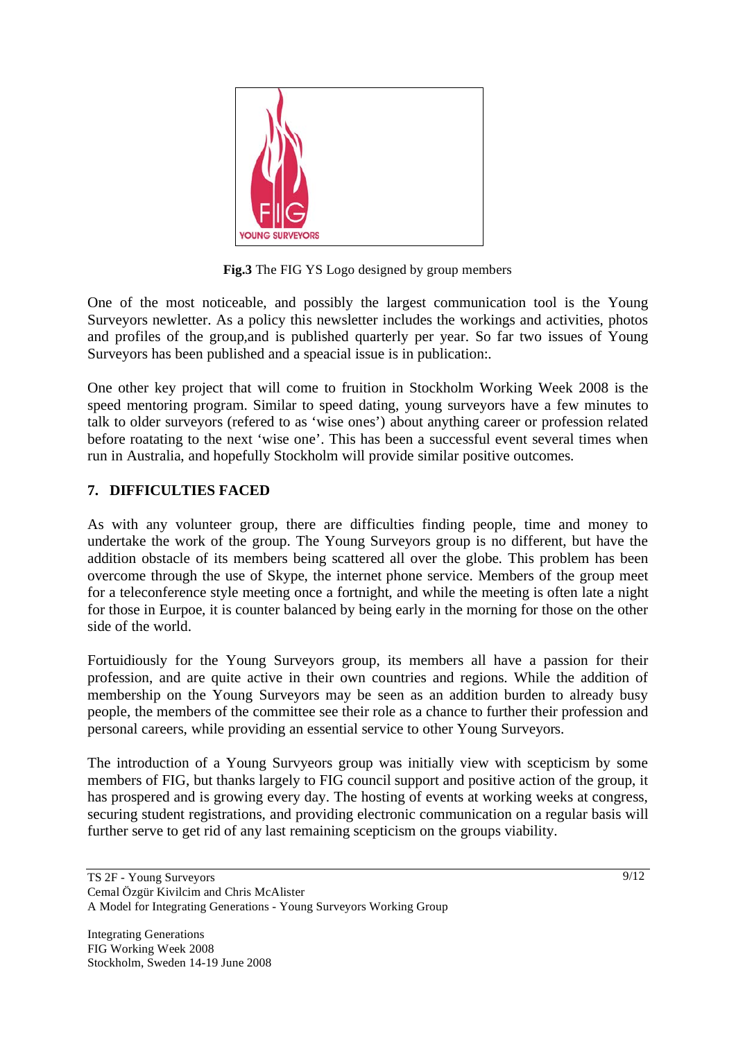**Fig.3** The FIG YS Logo designed by group members

One of the most noticeable, and possibly the largest communication tool is the Young Surveyors newletter. As a policy this newsletter includes the workings and activities, photos and profiles of the group,and is published quarterly per year. So far two issues of Young Surveyors has been published and a speacial issue is in publication:.

One other key project that will come to fruition in Stockholm Working Week 2008 is the speed mentoring program. Similar to speed dating, young surveyors have a few minutes to talk to older surveyors (refered to as 'wise ones') about anything career or profession related before roatating to the next 'wise one'. This has been a successful event several times when run in Australia, and hopefully Stockholm will provide similar positive outcomes.

## 7. DIFFICULTIES FACED

As with any volunteer group, there are difficulties finding people, time and money to undertake the work of the group. The Young Surveyors group is no different, but have the addition obstacle of its members being scattered all over the globe. This problem has been overcome through the use of Skype, the internet phone service. Members of the group meet for a teleconference style meeting once a fortnight, and while the meeting is often late a night for those in Eurpoe, it is counter balanced by being early in the morning for those on the other side of the world.

Fortuidiously for the Young Surveyors group, its members all have a passion for their profession, and are quite active in their own countries and regions. While the addition of membership on the Young Surveyors may be seen as an addition burden to already busy people, the members of the committee see their role as a chance to further their profession and personal careers, while providing an essential service to other Young Surveyors.

The introduction of a Young Survyeors group was initially view with scepticism by some members of FIG, but thanks largely to FIG council support and positive action of the group, it has prospered and is growing every day. The hosting of events at working weeks at congress, securing student registrations, and providing electronic communication on a regular basis will further serve to get rid of any last remaining scepticism on the groups viability.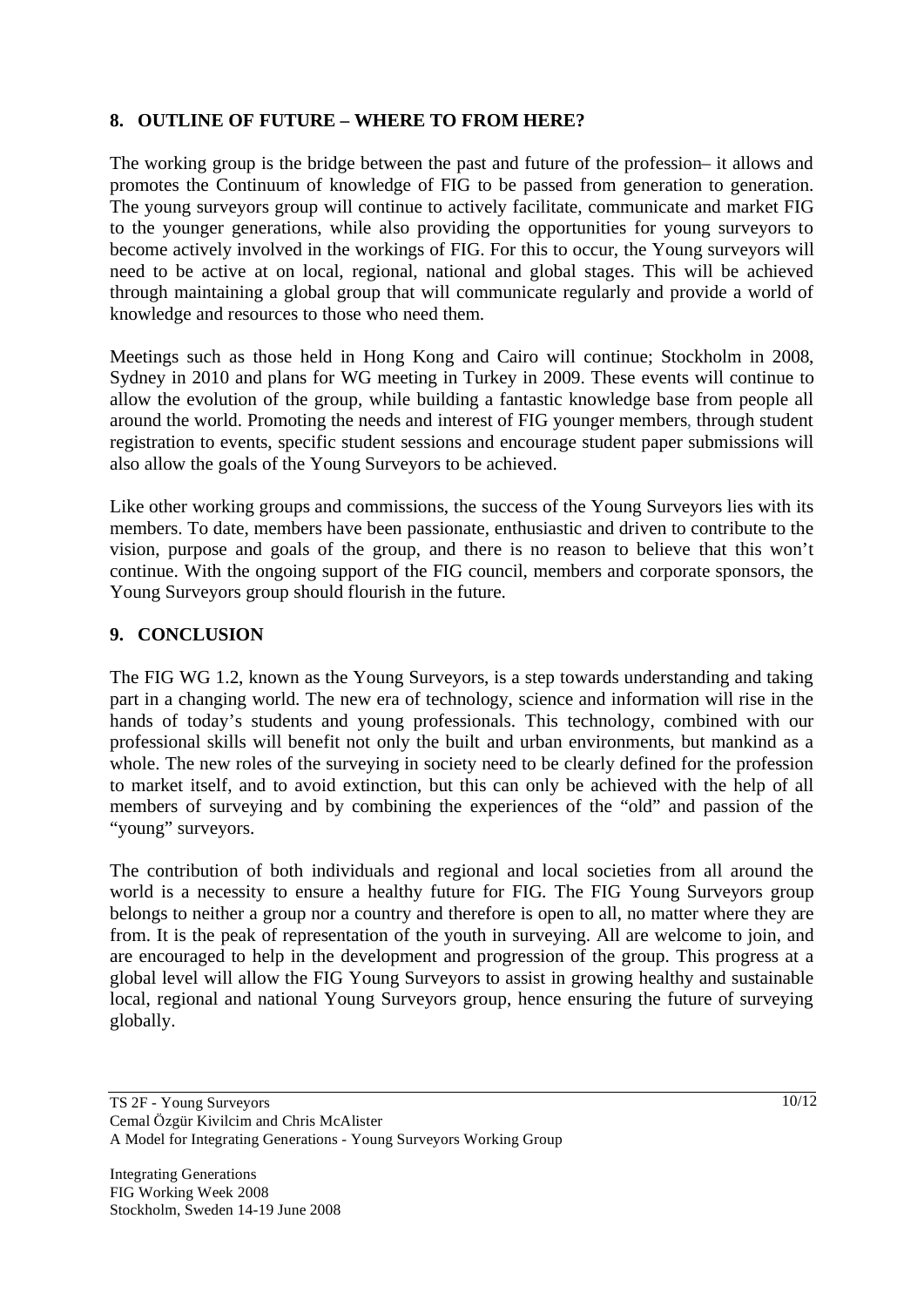## 8. OUTLINE OF FUTURE – WHERE TO FROM HERE?

The working group is the bridge between the past and future of the profession– it allows and promotes the Continuum of knowledge of FIG to be passed from generation to generation. The young surveyors group will continue to actively facilitate, communicate and market FIG to the younger generations, while also providing the opportunities for young surveyors to become actively involved in the workings of FIG. For this to occur, the Young surveyors will need to be active at on local, regional, national and global stages. This will be achieved through maintaining a global group that will communicate regularly and provide a world of knowledge and resources to those who need them.

Meetings such as those held in Hong Kong and Cairo will continue; Stockholm in 2008, Sydney in 2010 and plans for WG meeting in Turkey in 2009. These events will continue to allow the evolution of the group, while building a fantastic knowledge base from people all around the world. Promoting the needs and interest of FIG younger members, through student registration to events, specific student sessions and encourage student paper submissions will also allow the goals of the Young Surveyors to be achieved.

Like other working groups and commissions, the success of the Young Surveyors lies with its members. To date, members have been passionate, enthusiastic and driven to contribute to the vision, purpose and goals of the group, and there is no reason to believe that this won't continue. With the ongoing support of the FIG council, members and corporate sponsors, the Young Surveyors group should flourish in the future.

## 9. CONCLUSION

The FIG WG 1.2, known as the Young Surveyors, is a step towards understanding and taking part in a changing world. The new era of technology, science and information will rise in the hands of today's students and young professionals. This technology, combined with our professional skills will benefit not only the built and urban environments, but mankind as a whole. The new roles of the surveying in society need to be clearly defined for the profession to market itself, and to avoid extinction, but this can only be achieved with the help of all members of surveying and by combining the experiences of the "old" and passion of the "young" surveyors.

The contribution of both individuals and regional and local societies from all around the world is a necessity to ensure a healthy future for FIG. The FIG Young Surveyors group belongs to neither a group nor a country and therefore is open to all, no matter where they are from. It is the peak of representation of the youth in surveying. All are welcome to join, and are encouraged to help in the development and progression of the group. This progress at a global level will allow the FIG Young Surveyors to assist in growing healthy and sustainable local, regional and national Young Surveyors group, hence ensuring the future of surveying globally.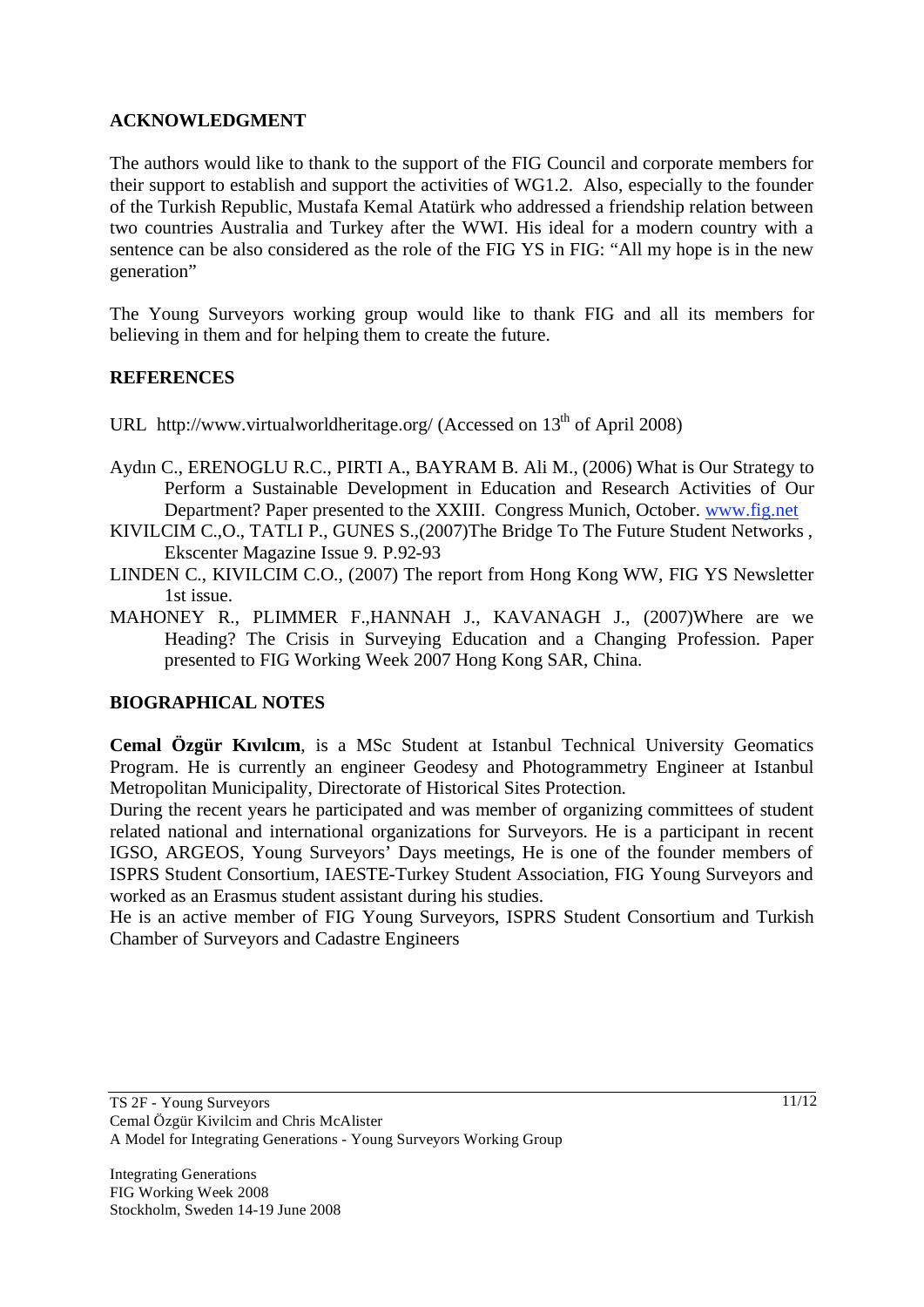## ACKNOWLEDGMENT

The authors would like to thank to the support of the FIG Council and corporate members for their support to establish and support the activities of WG1.2. Also, especially to the founder of the Turkish Republic, Mustafa Kemal Atatürk who addressed a friendship relation between two countries Australia and Turkey after the WWI. His ideal for a modern country with a sentence can be also considered as the role of the FIG YS in FIG: "All my hope is in the new generation"

The Young Surveyors working group would like to thank FIG and all its members for believing in them and for helping them to create the future.

## REFERENCES

URL http://www.virtualworldheritage.org/ (Accessed on 13th of April 2008)

Aydın C., ERENOGLU R.C., PIRTI A., BAYRAM B. Ali M., (2006) What is Our Strategy to Perform a Sustainable Development in Education and Research Activities of Our Department? Paper presented to the XXIII. Congress Munich, October. www.fig.net

KIVILCIM C.,O., TATLI P., GUNES S.,(2007)The Bridge To The Future Student Networks , Ekscenter Magazine Issue 9. P.92-93

LINDEN C., KIVILCIM C.O., (2007) The report from Hong Kong WW, FIG YS Newsletter 1st issue.

MAHONEY R., PLIMMER F.,HANNAH J., KAVANAGH J., (2007)Where are we Heading? The Crisis in Surveying Education and a Changing Profession. Paper presented to FIG Working Week 2007 Hong Kong SAR, China.

## BIOGRAPHICAL NOTES

**Cemal Özgür Kıvılcım**, is a MSc Student at Istanbul Technical University Geomatics Program. He is currently an engineer Geodesy and Photogrammetry Engineer at Istanbul Metropolitan Municipality, Directorate of Historical Sites Protection.

During the recent years he participated and was member of organizing committees of student related national and international organizations for Surveyors. He is a participant in recent IGSO, ARGEOS, Young Surveyors' Days meetings, He is one of the founder members of ISPRS Student Consortium, IAESTE-Turkey Student Association, FIG Young Surveyors and worked as an Erasmus student assistant during his studies.

He is an active member of FIG Young Surveyors, ISPRS Student Consortium and Turkish Chamber of Surveyors and Cadastre Engineers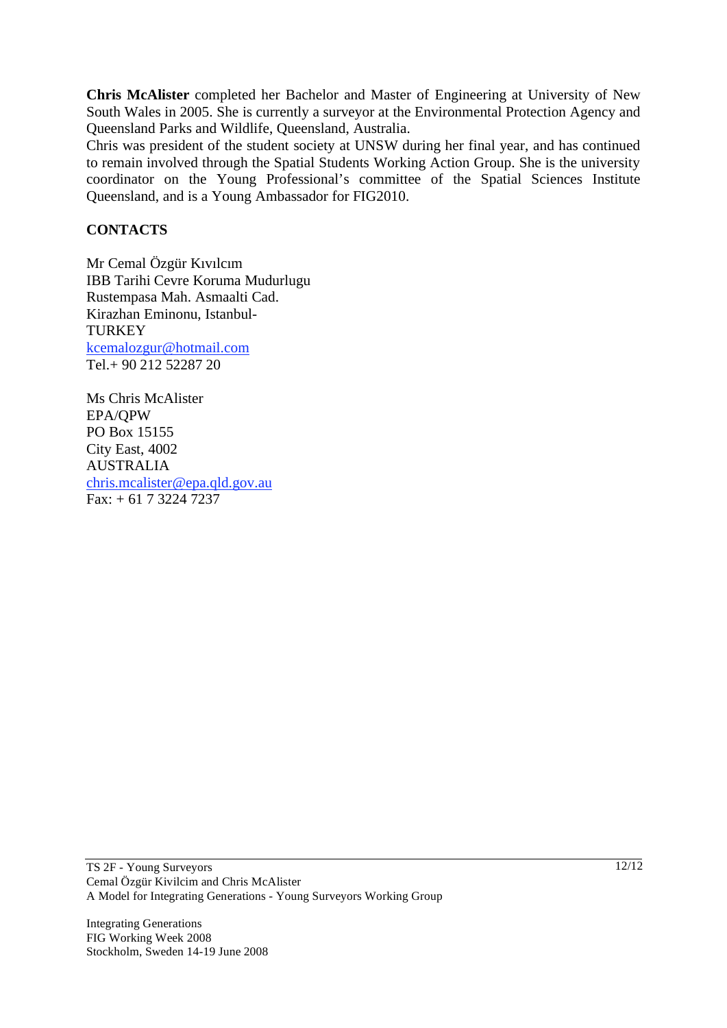**Chris McAlister** completed her Bachelor and Master of Engineering at University of New South Wales in 2005. She is currently a surveyor at the Environmental Protection Agency and Queensland Parks and Wildlife, Queensland, Australia.
Chris was president of the student society at UNSW during her final year, and has continued to remain involved through the Spatial Students Working Action Group. She is the university coordinator on the Young Professional's committee of the Spatial Sciences Institute Queensland, and is a Young Ambassador for FIG2010.

## CONTACTS

Mr Cemal Özgür Kıvılcım
IBB Tarihi Cevre Koruma Mudurlugu
Rustempasa Mah. Asmaalti Cad.
Kirazhan Eminonu, Istanbul-
TURKEY
kcemalozgur@hotmail.com
Tel.+ 90 212 52287 20

Ms Chris McAlister
EPA/QPW
PO Box 15155
City East, 4002
AUSTRALIA
chris.mcalister@epa.qld.gov.au
Fax: + 61 7 3224 7237